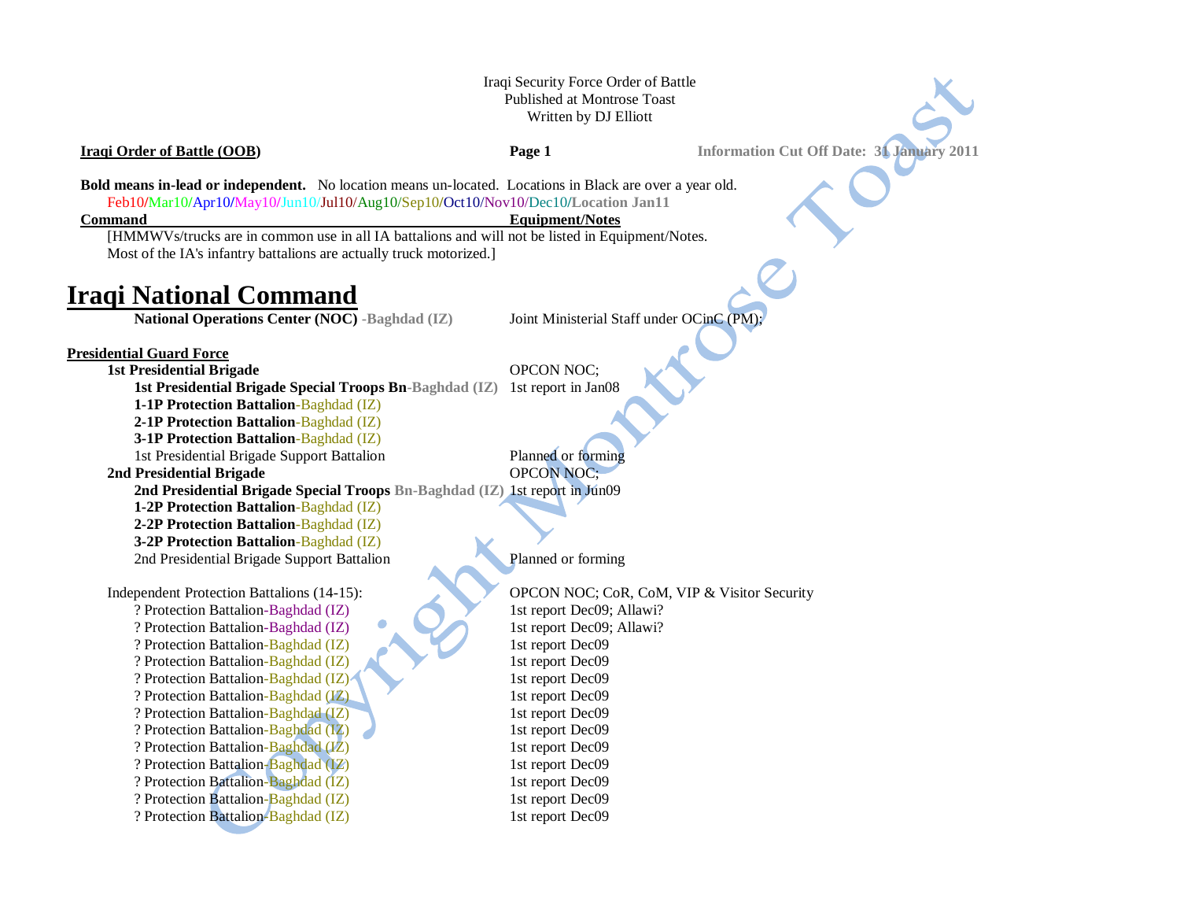Iraqi Security Force Order of Battle
Published at Montrose Toast
Written by DJ Elliott

**Iraqi Order of Battle (OOB)** — Page 1 — **Information Cut Off Date: 31 January 2011**

**Bold means in-lead or independent.** No location means un-located. Locations in Black are over a year old.
Feb10/Mar10/Apr10/May10/Jun10/Jul10/Aug10/Sep10/Oct10/Nov10/Dec10/**Location Jan11**

| Command | Equipment/Notes |
|---|---|

[HMMWVs/trucks are in common use in all IA battalions and will not be listed in Equipment/Notes.
Most of the IA's infantry battalions are actually truck motorized.]

# Iraqi National Command

| Command | Equipment/Notes |
|---|---|
| **National Operations Center (NOC) -Baghdad (IZ)** | Joint Ministerial Staff under OCinC (PM); |

## Presidential Guard Force

| Command | Equipment/Notes |
|---|---|
| **1st Presidential Brigade** | OPCON NOC; |
| **1st Presidential Brigade Special Troops Bn-Baghdad (IZ)** | 1st report in Jan08 |
| **1-1P Protection Battalion**-Baghdad (IZ) | |
| **2-1P Protection Battalion**-Baghdad (IZ) | |
| **3-1P Protection Battalion**-Baghdad (IZ) | |
| 1st Presidential Brigade Support Battalion | Planned or forming |
| **2nd Presidential Brigade** | OPCON NOC; |
| **2nd Presidential Brigade Special Troops Bn-Baghdad (IZ)** | 1st report in Jun09 |
| **1-2P Protection Battalion**-Baghdad (IZ) | |
| **2-2P Protection Battalion**-Baghdad (IZ) | |
| **3-2P Protection Battalion**-Baghdad (IZ) | |
| 2nd Presidential Brigade Support Battalion | Planned or forming |
| | |
| Independent Protection Battalions (14-15): | OPCON NOC; CoR, CoM, VIP & Visitor Security |
| ? Protection Battalion-Baghdad (IZ) | 1st report Dec09; Allawi? |
| ? Protection Battalion-Baghdad (IZ) | 1st report Dec09; Allawi? |
| ? Protection Battalion-Baghdad (IZ) | 1st report Dec09 |
| ? Protection Battalion-Baghdad (IZ) | 1st report Dec09 |
| ? Protection Battalion-Baghdad (IZ) | 1st report Dec09 |
| ? Protection Battalion-Baghdad (IZ) | 1st report Dec09 |
| ? Protection Battalion-Baghdad (IZ) | 1st report Dec09 |
| ? Protection Battalion-Baghdad (IZ) | 1st report Dec09 |
| ? Protection Battalion-Baghdad (IZ) | 1st report Dec09 |
| ? Protection Battalion-Baghdad (IZ) | 1st report Dec09 |
| ? Protection Battalion-Baghdad (IZ) | 1st report Dec09 |
| ? Protection Battalion-Baghdad (IZ) | 1st report Dec09 |
| ? Protection Battalion-Baghdad (IZ) | 1st report Dec09 |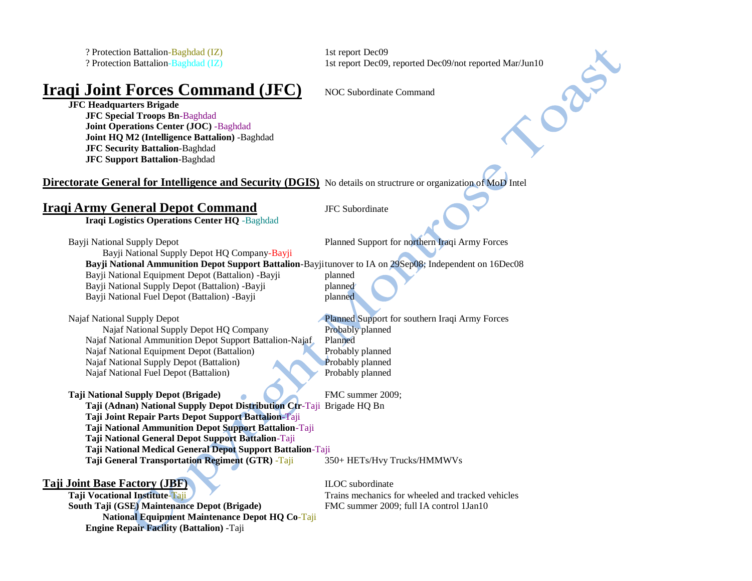? Protection Battalion-Baghdad (IZ) — 1st report Dec09

? Protection Battalion-Baghdad (IZ) — 1st report Dec09, reported Dec09/not reported Mar/Jun10

# Iraqi Joint Forces Command (JFC)

NOC Subordinate Command

**JFC Headquarters Brigade**

- **JFC Special Troops Bn**-Baghdad
- **Joint Operations Center (JOC)** -Baghdad
- **Joint HQ M2 (Intelligence Battalion)** -Baghdad
- **JFC Security Battalion**-Baghdad
- **JFC Support Battalion**-Baghdad

## Directorate General for Intelligence and Security (DGIS)

No details on structrure or organization of MoD Intel

# Iraqi Army General Depot Command

JFC Subordinate

**Iraqi Logistics Operations Center HQ** -Baghdad

Bayji National Supply Depot — Planned Support for northern Iraqi Army Forces

- Bayji National Supply Depot HQ Company-Bayji
- **Bayji National Ammunition Depot Support Battalion**-Bayji — tunover to IA on 29Sep08; Independent on 16Dec08
- Bayji National Equipment Depot (Battalion) -Bayji — planned
- Bayji National Supply Depot (Battalion) -Bayji — planned
- Bayji National Fuel Depot (Battalion) -Bayji — planned

Najaf National Supply Depot — Planned Support for southern Iraqi Army Forces

- Najaf National Supply Depot HQ Company — Probably planned
- Najaf National Ammunition Depot Support Battalion-Najaf — Planned
- Najaf National Equipment Depot (Battalion) — Probably planned
- Najaf National Supply Depot (Battalion) — Probably planned
- Najaf National Fuel Depot (Battalion) — Probably planned

**Taji National Supply Depot (Brigade)** — FMC summer 2009;

- **Taji (Adnan) National Supply Depot Distribution Ctr**-Taji — Brigade HQ Bn
- **Taji Joint Repair Parts Depot Support Battalion**-Taji
- **Taji National Ammunition Depot Support Battalion**-Taji
- **Taji National General Depot Support Battalion**-Taji
- **Taji National Medical General Depot Support Battalion**-Taji
- **Taji General Transportation Regiment (GTR)** -Taji — 350+ HETs/Hvy Trucks/HMMWVs

## Taji Joint Base Factory (JBF)

ILOC subordinate

**Taji Vocational Institute**-Taji — Trains mechanics for wheeled and tracked vehicles

**South Taji (GSE) Maintenance Depot (Brigade)** — FMC summer 2009; full IA control 1Jan10

- **National Equipment Maintenance Depot HQ Co**-Taji
- **Engine Repair Facility (Battalion)** -Taji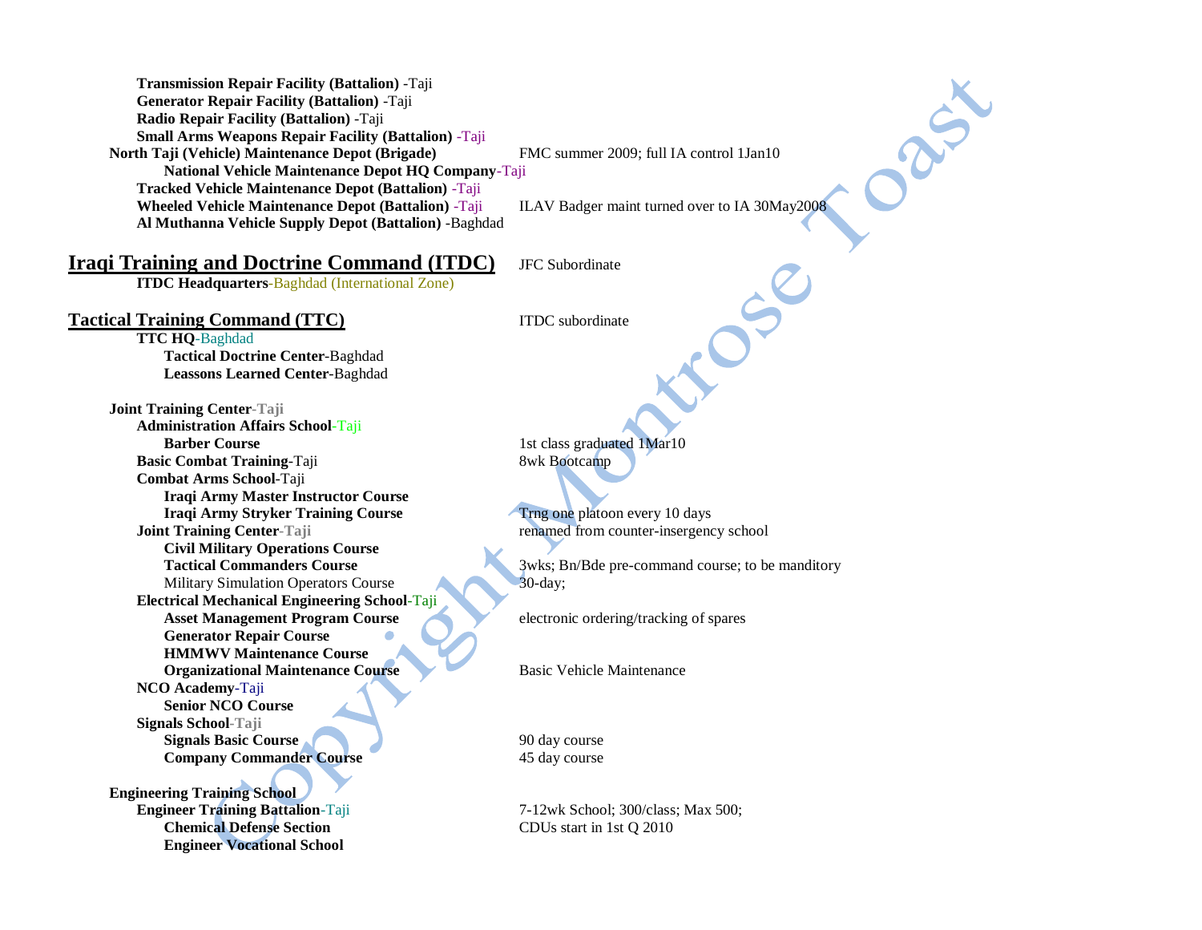**Transmission Repair Facility (Battalion)** -Taji
**Generator Repair Facility (Battalion)** -Taji
**Radio Repair Facility (Battalion)** -Taji
**Small Arms Weapons Repair Facility (Battalion)** -Taji

| | |
|---|---|
| **North Taji (Vehicle) Maintenance Depot (Brigade)** | FMC summer 2009; full IA control 1Jan10 |
| **National Vehicle Maintenance Depot HQ Company**-Taji | |
| **Tracked Vehicle Maintenance Depot (Battalion)** -Taji | |
| **Wheeled Vehicle Maintenance Depot (Battalion)** -Taji | ILAV Badger maint turned over to IA 30May2008 |
| **Al Muthanna Vehicle Supply Depot (Battalion)** -Baghdad | |

## Iraqi Training and Doctrine Command (ITDC)

JFC Subordinate

**ITDC Headquarters**-Baghdad (International Zone)

## Tactical Training Command (TTC)

ITDC subordinate

**TTC HQ**-Baghdad
**Tactical Doctrine Center**-Baghdad
**Leassons Learned Center**-Baghdad

| | |
|---|---|
| **Joint Training Center**-Taji | |
| **Administration Affairs School**-Taji | |
| **Barber Course** | 1st class graduated 1Mar10 |
| **Basic Combat Training**-Taji | 8wk Bootcamp |
| **Combat Arms School**-Taji | |
| **Iraqi Army Master Instructor Course** | |
| **Iraqi Army Stryker Training Course** | Trng one platoon every 10 days |
| **Joint Training Center**-Taji | renamed from counter-insergency school |
| **Civil Military Operations Course** | |
| **Tactical Commanders Course** | 3wks; Bn/Bde pre-command course; to be manditory |
| Military Simulation Operators Course | 30-day; |
| **Electrical Mechanical Engineering School**-Taji | |
| **Asset Management Program Course** | electronic ordering/tracking of spares |
| **Generator Repair Course** | |
| **HMMWV Maintenance Course** | |
| **Organizational Maintenance Course** | Basic Vehicle Maintenance |
| **NCO Academy**-Taji | |
| **Senior NCO Course** | |
| **Signals School**-Taji | |
| **Signals Basic Course** | 90 day course |
| **Company Commander Course** | 45 day course |

| | |
|---|---|
| **Engineering Training School** | |
| **Engineer Training Battalion**-Taji | 7-12wk School; 300/class; Max 500; |
| **Chemical Defense Section** | CDUs start in 1st Q 2010 |
| **Engineer Vocational School** | |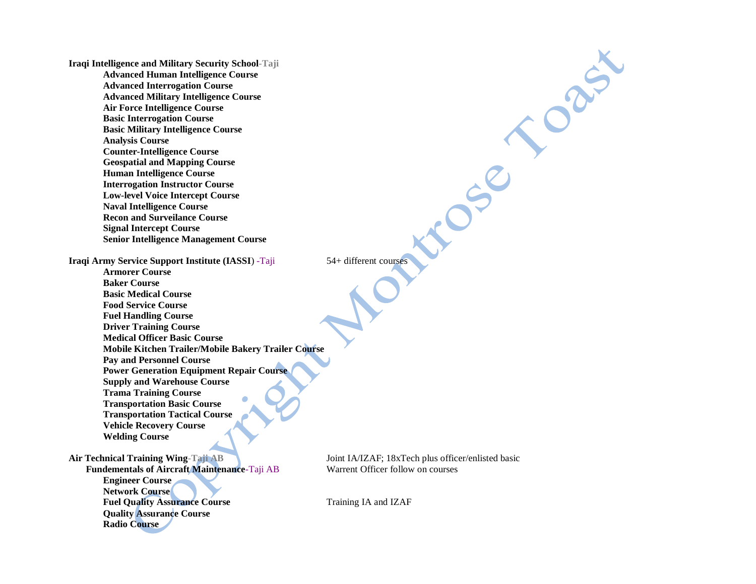**Iraqi Intelligence and Military Security School**-Taji

- **Advanced Human Intelligence Course**
- **Advanced Interrogation Course**
- **Advanced Military Intelligence Course**
- **Air Force Intelligence Course**
- **Basic Interrogation Course**
- **Basic Military Intelligence Course**
- **Analysis Course**
- **Counter-Intelligence Course**
- **Geospatial and Mapping Course**
- **Human Intelligence Course**
- **Interrogation Instructor Course**
- **Low-level Voice Intercept Course**
- **Naval Intelligence Course**
- **Recon and Surveilance Course**
- **Signal Intercept Course**
- **Senior Intelligence Management Course**

**Iraqi Army Service Support Institute (IASSI)** -Taji — 54+ different courses

- **Armorer Course**
- **Baker Course**
- **Basic Medical Course**
- **Food Service Course**
- **Fuel Handling Course**
- **Driver Training Course**
- **Medical Officer Basic Course**
- **Mobile Kitchen Trailer/Mobile Bakery Trailer Course**
- **Pay and Personnel Course**
- **Power Generation Equipment Repair Course**
- **Supply and Warehouse Course**
- **Trama Training Course**
- **Transportation Basic Course**
- **Transportation Tactical Course**
- **Vehicle Recovery Course**
- **Welding Course**

**Air Technical Training Wing**-Taji AB — Joint IA/IZAF; 18xTech plus officer/enlisted basic

**Fundementals of Aircraft Maintenance**-Taji AB — Warrent Officer follow on courses

- **Engineer Course**
- **Network Course**
- **Fuel Quality Assurance Course** — Training IA and IZAF
- **Quality Assurance Course**
- **Radio Course**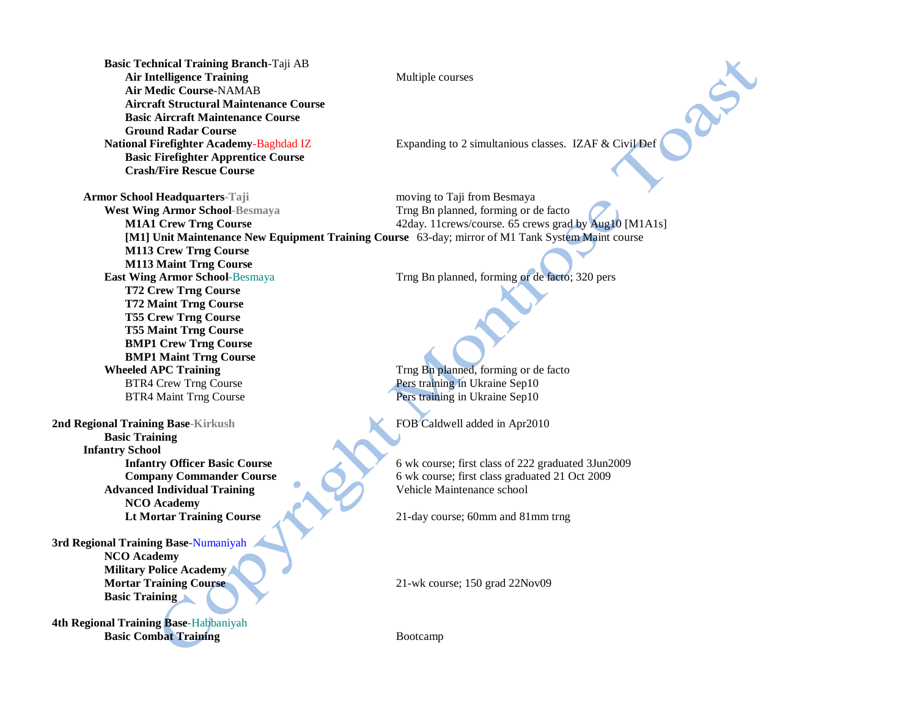**Basic Technical Training Branch**-Taji AB

- **Air Intelligence Training** — Multiple courses
- **Air Medic Course**-NAMAB
- **Aircraft Structural Maintenance Course**
- **Basic Aircraft Maintenance Course**
- **Ground Radar Course**

**National Firefighter Academy**-Baghdad IZ — Expanding to 2 simultanious classes. IZAF & Civil Def

- **Basic Firefighter Apprentice Course**
- **Crash/Fire Rescue Course**

**Armor School Headquarters-Taji** — moving to Taji from Besmaya

**West Wing Armor School-Besmaya** — Trng Bn planned, forming or de facto

- **M1A1 Crew Trng Course** — 42day. 11crews/course. 65 crews grad by Aug10 [M1A1s]
- **[M1] Unit Maintenance New Equipment Training Course** — 63-day; mirror of M1 Tank System Maint course
- **M113 Crew Trng Course**
- **M113 Maint Trng Course**

**East Wing Armor School**-Besmaya — Trng Bn planned, forming or de facto; 320 pers

- **T72 Crew Trng Course**
- **T72 Maint Trng Course**
- **T55 Crew Trng Course**
- **T55 Maint Trng Course**
- **BMP1 Crew Trng Course**
- **BMP1 Maint Trng Course**

**Wheeled APC Training** — Trng Bn planned, forming or de facto

- BTR4 Crew Trng Course — Pers training in Ukraine Sep10
- BTR4 Maint Trng Course — Pers training in Ukraine Sep10

**2nd Regional Training Base-Kirkush** — FOB Caldwell added in Apr2010

- **Basic Training**

**Infantry School**

- **Infantry Officer Basic Course** — 6 wk course; first class of 222 graduated 3Jun2009
- **Company Commander Course** — 6 wk course; first class graduated 21 Oct 2009

**Advanced Individual Training** — Vehicle Maintenance school

- **NCO Academy**
- **Lt Mortar Training Course** — 21-day course; 60mm and 81mm trng

**3rd Regional Training Base**-Numaniyah

- **NCO Academy**
- **Military Police Academy**
- **Mortar Training Course** — 21-wk course; 150 grad 22Nov09
- **Basic Training**

**4th Regional Training Base**-Habbaniyah

- **Basic Combat Training** — Bootcamp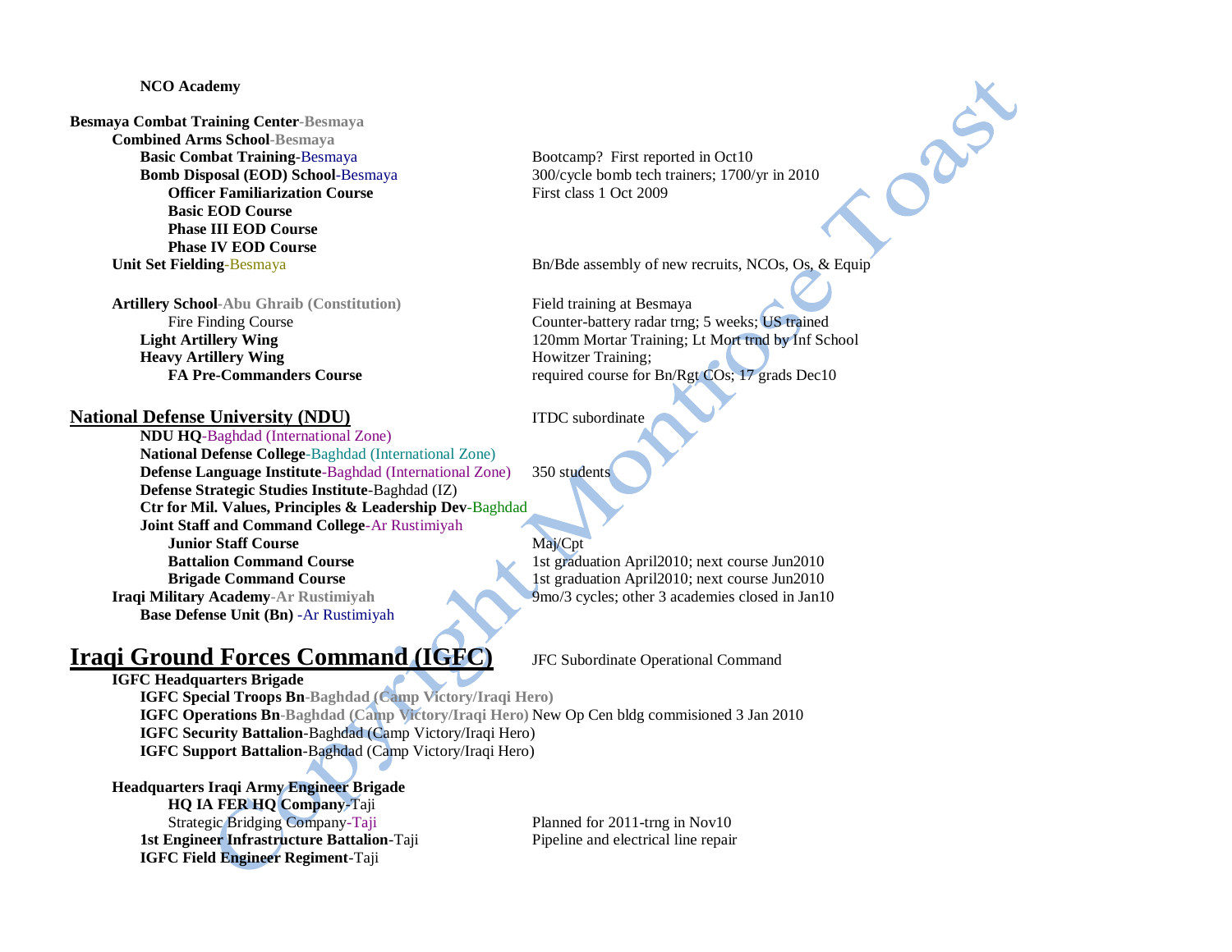**NCO Academy**

**Besmaya Combat Training Center**-Besmaya

- **Combined Arms School**-Besmaya
  - **Basic Combat Training**-Besmaya — Bootcamp? First reported in Oct10
  - **Bomb Disposal (EOD) School**-Besmaya — 300/cycle bomb tech trainers; 1700/yr in 2010
    - **Officer Familiarization Course** — First class 1 Oct 2009
    - **Basic EOD Course**
    - **Phase III EOD Course**
    - **Phase IV EOD Course**
- **Unit Set Fielding**-Besmaya — Bn/Bde assembly of new recruits, NCOs, Os, & Equip

- **Artillery School**-Abu Ghraib (Constitution) — Field training at Besmaya
  - Fire Finding Course — Counter-battery radar trng; 5 weeks; US trained
  - **Light Artillery Wing** — 120mm Mortar Training; Lt Mort trnd by Inf School
  - **Heavy Artillery Wing** — Howitzer Training;
    - **FA Pre-Commanders Course** — required course for Bn/Rgt COs; 17 grads Dec10

## National Defense University (NDU)

ITDC subordinate

- **NDU HQ**-Baghdad (International Zone)
- **National Defense College**-Baghdad (International Zone)
- **Defense Language Institute**-Baghdad (International Zone) — 350 students
- **Defense Strategic Studies Institute**-Baghdad (IZ)
- **Ctr for Mil. Values, Principles & Leadership Dev**-Baghdad
- **Joint Staff and Command College**-Ar Rustimiyah
  - **Junior Staff Course** — Maj/Cpt
  - **Battalion Command Course** — 1st graduation April2010; next course Jun2010
  - **Brigade Command Course** — 1st graduation April2010; next course Jun2010
- **Iraqi Military Academy**-Ar Rustimiyah — 9mo/3 cycles; other 3 academies closed in Jan10
  - **Base Defense Unit (Bn)** -Ar Rustimiyah

# Iraqi Ground Forces Command (IGFC)

JFC Subordinate Operational Command

- **IGFC Headquarters Brigade**
  - **IGFC Special Troops Bn**-Baghdad (Camp Victory/Iraqi Hero)
  - **IGFC Operations Bn**-Baghdad (Camp Victory/Iraqi Hero) — New Op Cen bldg commisioned 3 Jan 2010
  - **IGFC Security Battalion**-Baghdad (Camp Victory/Iraqi Hero)
  - **IGFC Support Battalion**-Baghdad (Camp Victory/Iraqi Hero)

- **Headquarters Iraqi Army Engineer Brigade**
  - **HQ IA FER HQ Company**-Taji
    - Strategic Bridging Company-Taji — Planned for 2011-trng in Nov10
  - **1st Engineer Infrastructure Battalion**-Taji — Pipeline and electrical line repair
  - **IGFC Field Engineer Regiment**-Taji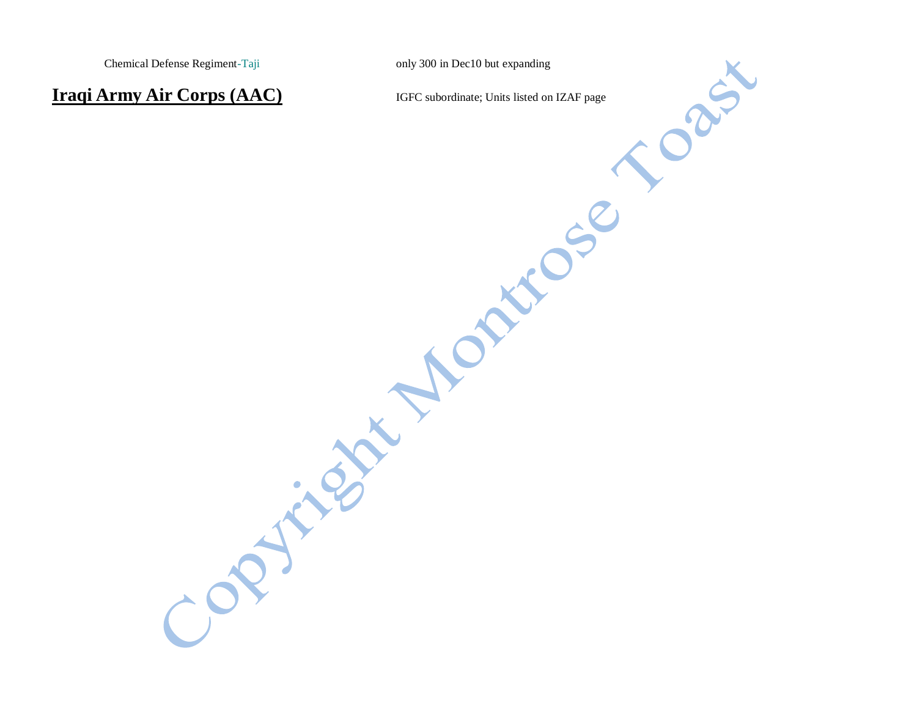Chemical Defense Regiment-Taji — only 300 in Dec10 but expanding

## Iraqi Army Air Corps (AAC)

IGFC subordinate; Units listed on IZAF page